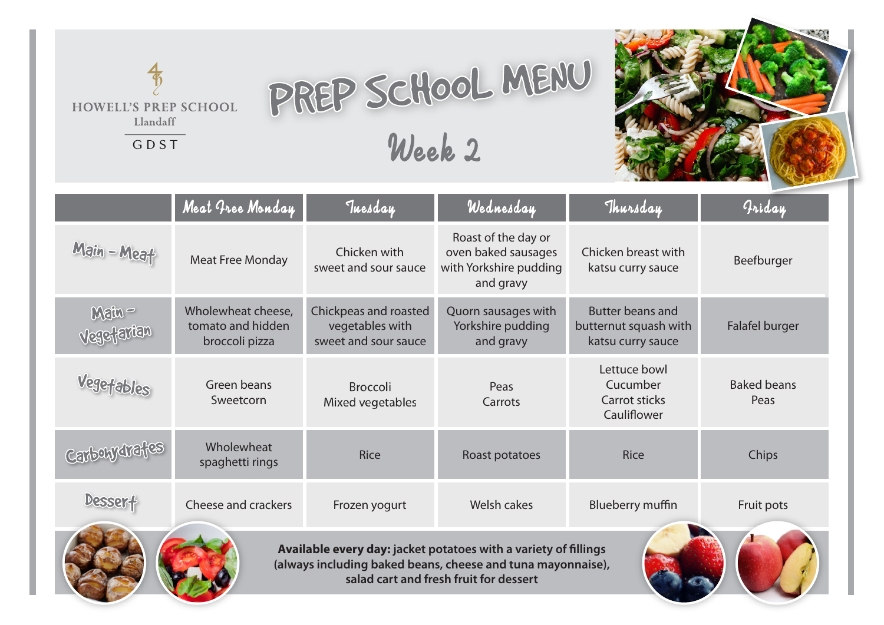HOWELL'S PREP SCHOOL
Llandaff
GDST

# PREP SCHOOL MENU

## Week 2

| | Meat Free Monday | Tuesday | Wednesday | Thursday | Friday |
|---|---|---|---|---|---|
| Main – Meat | Meat Free Monday | Chicken with sweet and sour sauce | Roast of the day or oven baked sausages with Yorkshire pudding and gravy | Chicken breast with katsu curry sauce | Beefburger |
| Main – Vegetarian | Wholewheat cheese, tomato and hidden broccoli pizza | Chickpeas and roasted vegetables with sweet and sour sauce | Quorn sausages with Yorkshire pudding and gravy | Butter beans and butternut squash with katsu curry sauce | Falafel burger |
| Vegetables | Green beans<br>Sweetcorn | Broccoli<br>Mixed vegetables | Peas<br>Carrots | Lettuce bowl<br>Cucumber<br>Carrot sticks<br>Cauliflower | Baked beans<br>Peas |
| Carbohydrates | Wholewheat spaghetti rings | Rice | Roast potatoes | Rice | Chips |
| Dessert | Cheese and crackers | Frozen yogurt | Welsh cakes | Blueberry muffin | Fruit pots |

**Available every day:** jacket potatoes with a variety of fillings (always including baked beans, cheese and tuna mayonnaise), salad cart and fresh fruit for dessert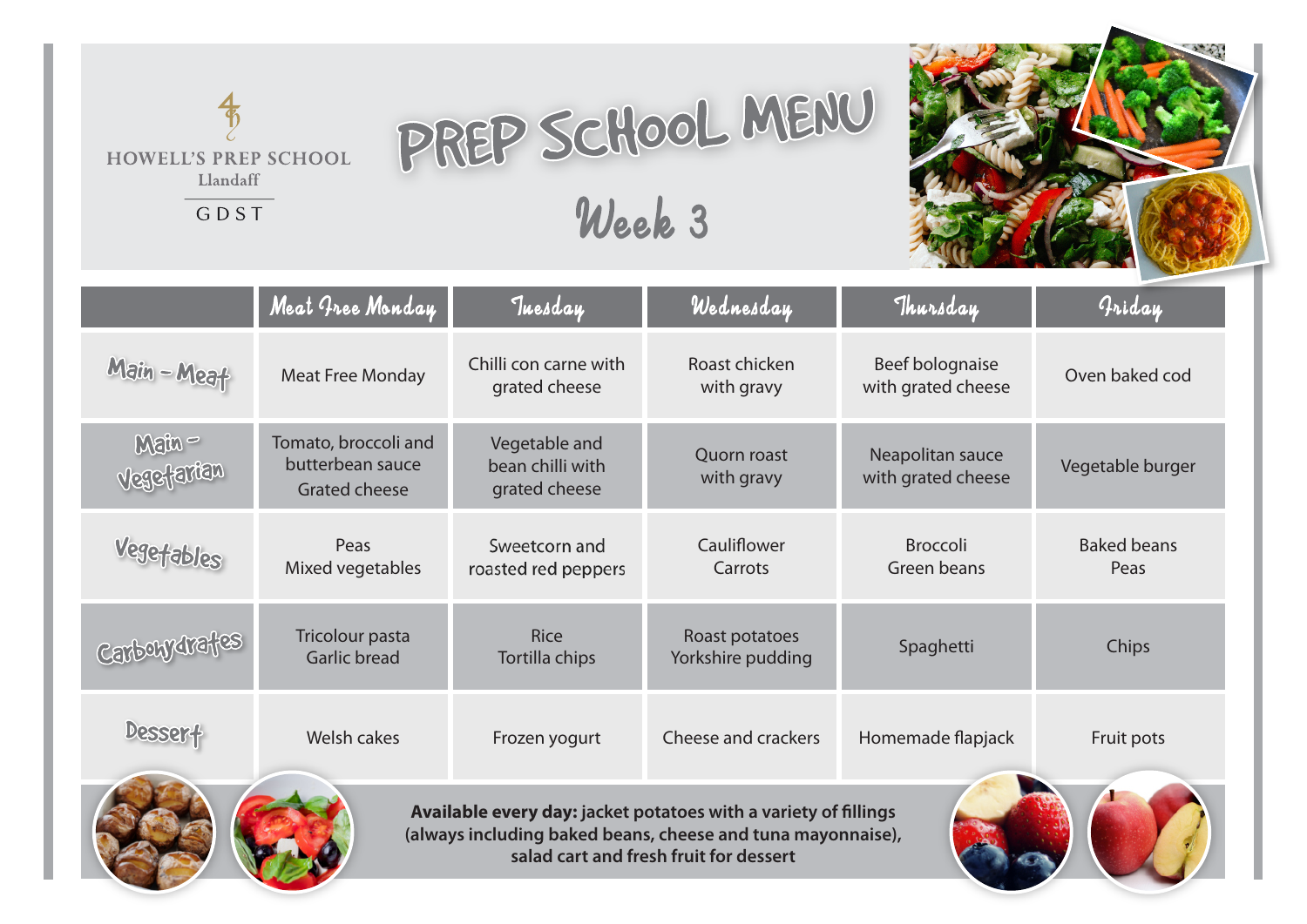HOWELL'S PREP SCHOOL
Llandaff
GDST

# PREP SCHOOL MENU

## Week 3

| | Meat Free Monday | Tuesday | Wednesday | Thursday | Friday |
|---|---|---|---|---|---|
| Main - Meat | Meat Free Monday | Chilli con carne with grated cheese | Roast chicken with gravy | Beef bolognaise with grated cheese | Oven baked cod |
| Main - Vegetarian | Tomato, broccoli and butterbean sauce Grated cheese | Vegetable and bean chilli with grated cheese | Quorn roast with gravy | Neapolitan sauce with grated cheese | Vegetable burger |
| Vegetables | Peas Mixed vegetables | Sweetcorn and roasted red peppers | Cauliflower Carrots | Broccoli Green beans | Baked beans Peas |
| Carbohydrates | Tricolour pasta Garlic bread | Rice Tortilla chips | Roast potatoes Yorkshire pudding | Spaghetti | Chips |
| Dessert | Welsh cakes | Frozen yogurt | Cheese and crackers | Homemade flapjack | Fruit pots |

**Available every day: jacket potatoes with a variety of fillings (always including baked beans, cheese and tuna mayonnaise), salad cart and fresh fruit for dessert**